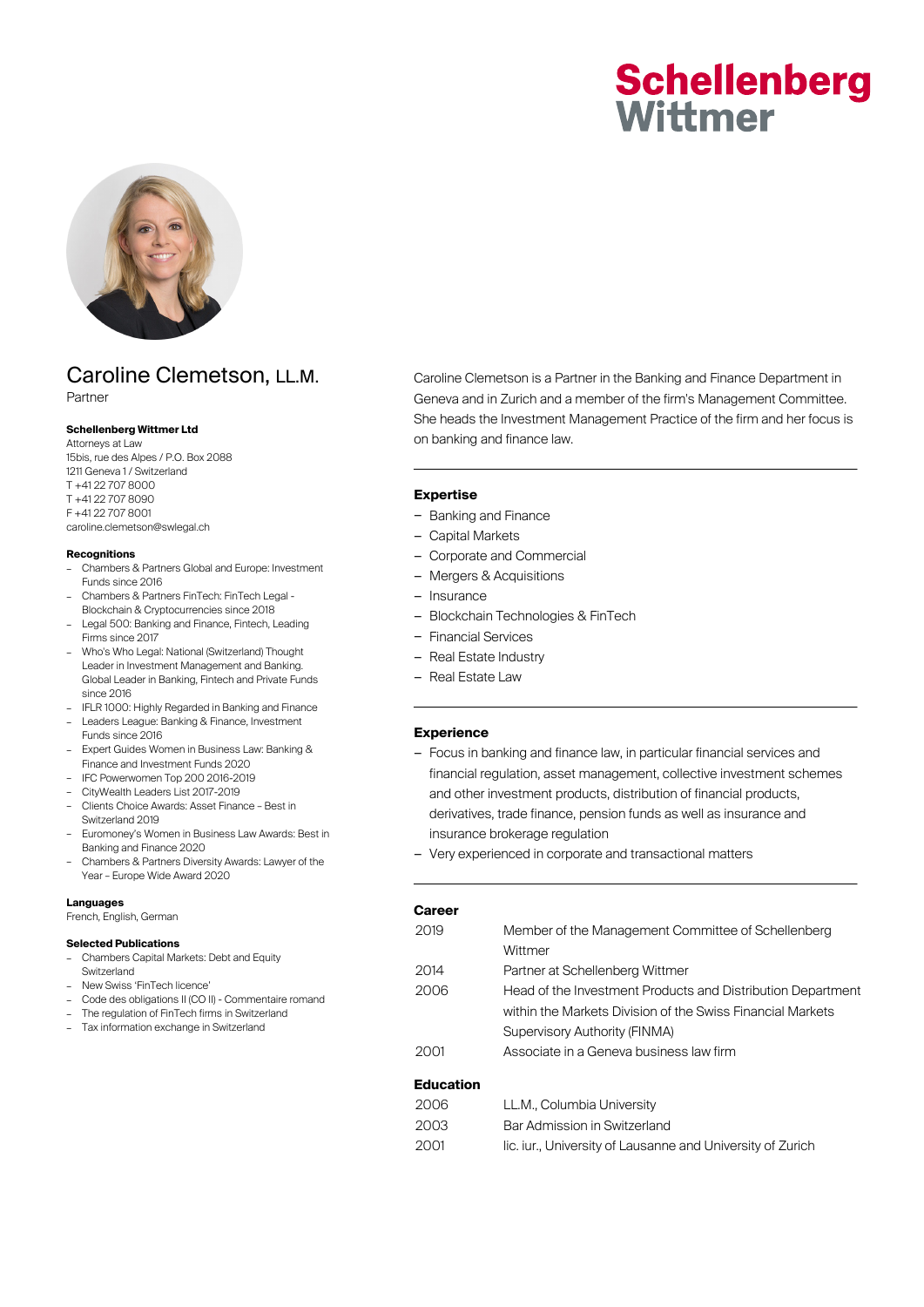# Schellenberg Wittmer

# Caroline Clemetson, LL.M.

Partner

**Schellenberg Wittmer Ltd**
Attorneys at Law
15bis, rue des Alpes / P.O. Box 2088
1211 Geneva 1 / Switzerland
T +41 22 707 8000
T +41 22 707 8090
F +41 22 707 8001
caroline.clemetson@swlegal.ch

**Recognitions**

- Chambers & Partners Global and Europe: Investment Funds since 2016
- Chambers & Partners FinTech: FinTech Legal - Blockchain & Cryptocurrencies since 2018
- Legal 500: Banking and Finance, Fintech, Leading Firms since 2017
- Who's Who Legal: National (Switzerland) Thought Leader in Investment Management and Banking. Global Leader in Banking, Fintech and Private Funds since 2016
- IFLR 1000: Highly Regarded in Banking and Finance
- Leaders League: Banking & Finance, Investment Funds since 2016
- Expert Guides Women in Business Law: Banking & Finance and Investment Funds 2020
- IFC Powerwomen Top 200 2016-2019
- CityWealth Leaders List 2017-2019
- Clients Choice Awards: Asset Finance - Best in Switzerland 2019
- Euromoney's Women in Business Law Awards: Best in Banking and Finance 2020
- Chambers & Partners Diversity Awards: Lawyer of the Year - Europe Wide Award 2020

**Languages**
French, English, German

**Selected Publications**

- Chambers Capital Markets: Debt and Equity Switzerland
- New Swiss 'FinTech licence'
- Code des obligations II (CO II) - Commentaire romand
- The regulation of FinTech firms in Switzerland
- Tax information exchange in Switzerland

Caroline Clemetson is a Partner in the Banking and Finance Department in Geneva and in Zurich and a member of the firm's Management Committee. She heads the Investment Management Practice of the firm and her focus is on banking and finance law.

## Expertise

- Banking and Finance
- Capital Markets
- Corporate and Commercial
- Mergers & Acquisitions
- Insurance
- Blockchain Technologies & FinTech
- Financial Services
- Real Estate Industry
- Real Estate Law

## Experience

- Focus in banking and finance law, in particular financial services and financial regulation, asset management, collective investment schemes and other investment products, distribution of financial products, derivatives, trade finance, pension funds as well as insurance and insurance brokerage regulation
- Very experienced in corporate and transactional matters

## Career

| | |
|---|---|
| 2019 | Member of the Management Committee of Schellenberg Wittmer |
| 2014 | Partner at Schellenberg Wittmer |
| 2006 | Head of the Investment Products and Distribution Department within the Markets Division of the Swiss Financial Markets Supervisory Authority (FINMA) |
| 2001 | Associate in a Geneva business law firm |

## Education

| | |
|---|---|
| 2006 | LL.M., Columbia University |
| 2003 | Bar Admission in Switzerland |
| 2001 | lic. iur., University of Lausanne and University of Zurich |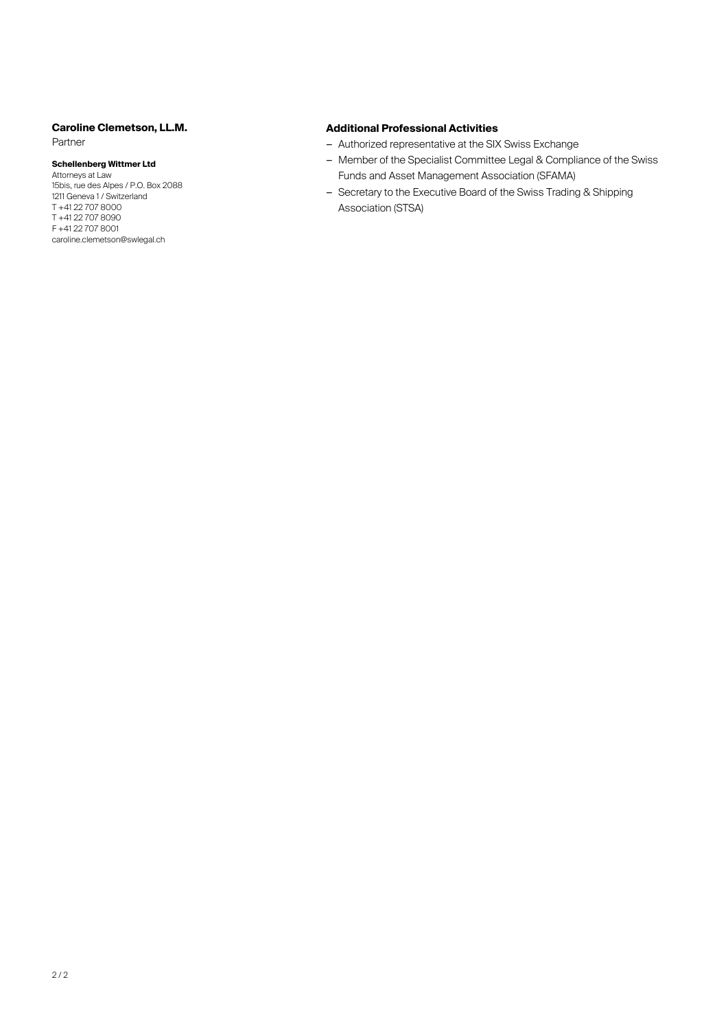**Caroline Clemetson, LL.M.**
Partner

**Schellenberg Wittmer Ltd**
Attorneys at Law
15bis, rue des Alpes / P.O. Box 2088
1211 Geneva 1 / Switzerland
T +41 22 707 8000
T +41 22 707 8090
F +41 22 707 8001
caroline.clemetson@swlegal.ch

**Additional Professional Activities**

- Authorized representative at the SIX Swiss Exchange
- Member of the Specialist Committee Legal & Compliance of the Swiss Funds and Asset Management Association (SFAMA)
- Secretary to the Executive Board of the Swiss Trading & Shipping Association (STSA)